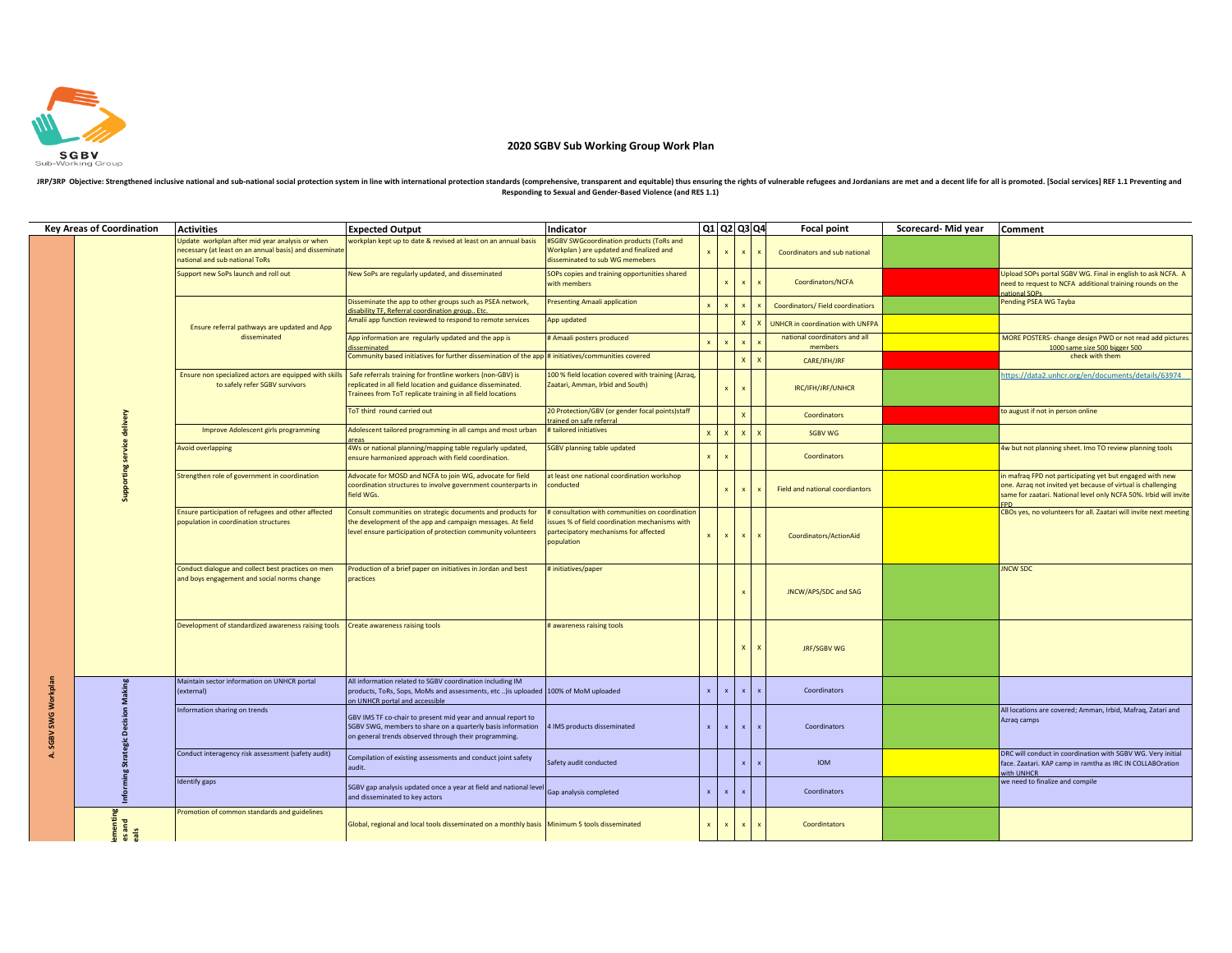SGBV Sub-Working Group

# 2020 SGBV Sub Working Group Work Plan

**JRP/3RP Objective: Strengthened inclusive national and sub-national social protection system in line with international protection standards (comprehensive, transparent and equitable) thus ensuring the rights of vulnerable refugees and Jordanians are met and a decent life for all is promoted. [Social services] REF 1.1 Preventing and Responding to Sexual and Gender-Based Violence (and RES 1.1)**

| Key Areas of Coordination | | Activities | Expected Output | Indicator | Q1 | Q2 | Q3 | Q4 | Focal point | Scorecard- Mid year | Comment |
|---|---|---|---|---|---|---|---|---|---|---|---|
| A. SGBV SWG Workplan | Supporting service delivery | Update workplan after mid year analysis or when necessary (at least on an annual basis) and disseminate national and sub national ToRs | workplan kept up to date & revised at least on an annual basis | #SGBV SWGcoordination products (ToRs and Workplan ) are updated and finalized and disseminated to sub WG memebers | x | x | x | x | Coordinators and sub national | | |
| | | Support new SoPs launch and roll out | New SoPs are regularly updated, and disseminated | SOPs copies and training opportunities shared with members | | x | x | x | Coordinators/NCFA | | Upload SOPs portal SGBV WG. Final in english to ask NCFA. A need to request to NCFA additional training rounds on the national SOPs |
| | | Ensure referral pathways are updated and App disseminated | Disseminate the app to other groups such as PSEA network, disability TF, Referral coordination group.. Etc. | Presenting Amaali application | x | x | x | x | Coordinators/ Field coordinatiors | | Pending PSEA WG Tayba |
| | | | Amalii app function reviewed to respond to remote services | App updated | | | X | X | UNHCR in coordination with UNFPA | | |
| | | | App information are regularly updated and the app is disseminated | # Amaali posters produced | x | x | x | x | national coordinators and all members | | MORE POSTERS- change design PWD or not read add pictures 1000 same size 500 bigger 500 |
| | | | Community based initiatives for further dissemination of the app | # initiatives/communities covered | | | X | X | CARE/IFH/JRF | | check with them |
| | | Ensure non specialized actors are equipped with skills to safely refer SGBV survivors | Safe referrals training for frontline workers (non-GBV) is replicated in all field location and guidance disseminated. Trainees from ToT replicate training in all field locations | 100 % field location covered with training (Azraq, Zaatari, Amman, Irbid and South) | | x | x | | IRC/IFH/JRF/UNHCR | | https://data2.unhcr.org/en/documents/details/63974 |
| | | | ToT third round carried out | 20 Protection/GBV (or gender focal points)staff trained on safe referral | | | X | | Coordinators | | to august if not in person online |
| | | Improve Adolescent girls programming | Adolescent tailored programming in all camps and most urban areas | # tailored initiatives | X | X | X | X | SGBV WG | | |
| | | Avoid overlapping | 4Ws or national planning/mapping table regularly updated, ensure harmonized approach with field coordination. | SGBV planning table updated | x | x | | | Coordinators | | 4w but not planning sheet. Imo TO review planning tools |
| | | Strengthen role of government in coordination | Advocate for MOSD and NCFA to join WG, advocate for field coordination structures to involve government counterparts in field WGs. | at least one national coordination workshop conducted | | x | x | x | Field and national coordiantors | | in mafraq FPD not participating yet but engaged with new one. Azraq not invited yet because of virtual is challenging same for zaatari. National level only NCFA 50%. Irbid will invite FPD |
| | | Ensure participation of refugees and other affected population in coordination structures | Consult communities on strategic documents and products for the development of the app and campaign messages. At field level ensure participation of protection community volunteers | # consultation with communities on coordination issues % of field coordination mechanisms with partecipatory mechanisms for affected population | x | x | x | x | Coordinators/ActionAid | | CBOs yes, no volunteers for all. Zaatari will invite next meeting |
| | | Conduct dialogue and collect best practices on men and boys engagement and social norms change | Production of a brief paper on initiatives in Jordan and best practices | # initiatives/paper | | | x | | JNCW/APS/SDC and SAG | | JNCW SDC |
| | | Development of standardized awareness raising tools | Create awareness raising tools | # awareness raising tools | | | X | X | JRF/SGBV WG | | |
| | Informing Strategic Decision Making | Maintain sector information on UNHCR portal (external) | All information related to SGBV coordination including IM products, ToRs, Sops, MoMs and assessments, etc ..)is uploaded on UNHCR portal and accessible | 100% of MoM uploaded | x | x | x | x | Coordinators | | |
| | | Information sharing on trends | GBV IMS TF co-chair to present mid year and annual report to SGBV SWG, members to share on a quarterly basis information on general trends observed through their programming. | 4 IMS products disseminated | x | x | x | x | Coordinators | | All locations are covered; Amman, Irbid, Mafraq, Zatari and Azraq camps |
| | | Conduct interagency risk assessment (safety audit) | Compilation of existing assessments and conduct joint safety audit. | Safety audit conducted | | | x | x | IOM | | DRC will conduct in coordination with SGBV WG. Very initial face. Zaatari. KAP camp in ramtha as IRC IN COLLABOration with UNHCR |
| | | Identify gaps | SGBV gap analysis updated once a year at field and national level and disseminated to key actors | Gap analysis completed | x | x | x | | Coordinators | | we need to finalize and compile |
| | lementing es and eals | Promotion of common standards and guidelines | Global, regional and local tools disseminated on a monthly basis | Minimum 5 tools disseminated | x | x | x | x | Coordintators | | |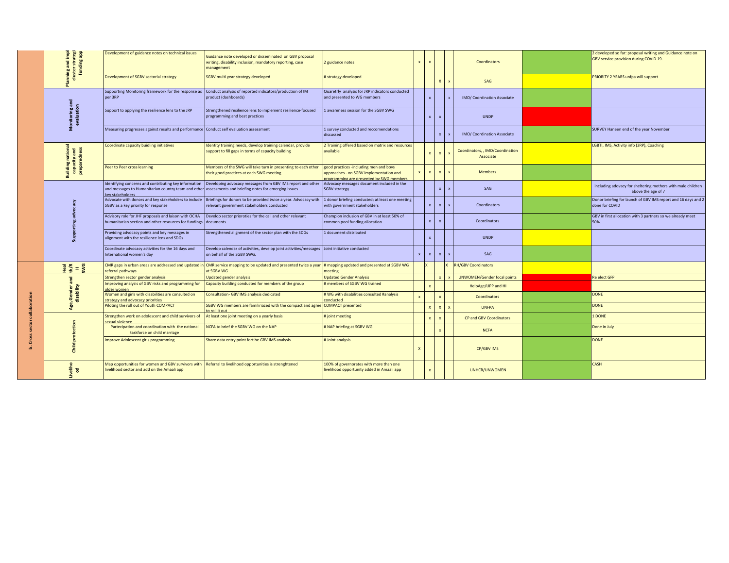| | | | | | | | | | | | |
|---|---|---|---|---|---|---|---|---|---|---|---|
| | Planning and impl cluster strategi funding app | Development of guidance notes on technical issues | Guidance note developed or disseminated on GBV proposal writing, disability inclusion, mandatory reporting, case management | 2 guidance notes | x | x | | | Coordinators | | 2 developed so far: proposal writing and Guidance note on GBV service provision during COVID 19. |
| | | Development of SGBV sectorial strategy | SGBV multi year strategy developed | # strategy developed | | | X | x | SAG | | PRIORITY 2 YEARS unfpa will support |
| | Monitoring and evaluation | Supporting Monitoring framework for the response as per 3RP | Conduct analysis of reported indicators/production of IM product (dashboards) | Quaretrly analysis for JRP indicators conducted and presented to WG members | | x | | x | IMO/ Coordination Associate | | |
| | | Support to applying the resilience lens to the JRP | Strengthened resilience lens to implement resilience-focused programming and best practices | 1 awareness session for the SGBV SWG | | x | x | | UNDP | | |
| | | Measuring progresses against results and performance | Conduct self evaluation assessment | 1 survey conducted and reccomendations discussed | | | x | x | IMO/ Coordination Associate | | SURVEY Haneen end of the year November |
| | Building national capacity and preparedness | Coordinate capacity buidling initiatives | Identity training needs, develop training calendar, provide support to fill gaps in terms of capacity building | 2 Training offered based on matrix and resources available | | x | x | x | Coordinators, , IMO/Coordination Associate | | LGBTI, IMS, Activity info (3RP), Coaching |
| | | Peer to Peer cross learning | Members of the SWG will take turn in presenting to each other their good practices at each SWG meeting. | good practices -including men and boys approaches - on SGBV implementation and programming are presented by SWG members | x | x | x | x | Members | | |
| | Supporting advocacy | Identifying concerns and contributing key information and messages to Humanitarian country team and other key stakeholders | Developing advocacy messages from GBV IMS report and other assessments and briefing notes for emerging issues | Advocacy messages document included in the SGBV strategy | | | x | x | SAG | | including adovacy for sheltering mothers with male children above the age of 7 |
| | | Advocate with donors and key stakeholders to include SGBV as a key priority for response | Briefings for donors to be provided twice a year. Advocacy with relevant government stakeholders conducted | 1 donor briefing conducted; at least one meeting with government stakeholders | | x | x | x | Coordinators | | Donor briefing for launch of GBV IMS report and 16 days and 2 done for COVID |
| | | Advisory role for JHF proposals and laison with OCHA humanitarian section and other resources for fundings | Develop sector prioroties for the call and other relevant documents. | Champion inclusion of GBV in at least 50% of common pool funding allocation | | x | x | | Coordinators | | GBV in first allocation with 3 partners so we already meet 50%. |
| | | Providing advocacy points and key messages in alignment with the resilience lens and SDGs | Strengthened alignment of the sector plan with the SDGs | 1 document distributed | | x | | | UNDP | | |
| | | Coordinate advocacy activities for the 16 days and International women's day | Develop calendar of activities, develop joint activities/messages on behalf of the SGBV SWG. | Joint initiative conducted | x | x | x | x | SAG | | |
| b. Cross sector collaboration | Heal th/R H SWG | CMR gaps in urban areas are addressed and updated in referral pathways | CMR service mapping to be updated and presented twice a year at SGBV WG | # mapping updated and presented at SGBV WG meeting | | X | | X | RH/GBV Coordinators | | |
| | Age, Gender and disability | Strenghten sector gender analysis | Updated gender analysis | Updated Gender Analysis | | | x | x | UNWOMEN/Gender focal points | | Re elect GFP |
| | | Improving analysis of GBV risks and programming for older women | Capacity building conducted for members of the group | # members of SGBV WG trained | | x | | | HelpAge/UPP and HI | | |
| | | Women and girls with disabilities are consulted on strategy and advocacy priorities | Consultation- GBV IMS analysis dedicated | # WG with disabilities consulted #analysis conducted | x | | x | | Coordinators | | DONE |
| | | Piloting the roll out of Youth COMPACT | SGBV WG members are familiriazed with the compact and agree to roll it out | COMPACT presented | | X | X | X | UNFPA | | DONE |
| | Child protection | Strengthen work on adolescent and child survivors of sexual violence | At least one joint meeting on a yearly basis | # joint meeting | | x | x | | CP and GBV Coordinators | | 1 DONE |
| | | Partecipation and coordination with the national taskforce on child marriage | NCFA to brief the SGBV WG on the NAP | # NAP briefing at SGBV WG | | | x | | NCFA | | Done in July |
| | | Improve Adolescent girls programming | Share data entry point fort he GBV IMS analysis | # Joint analysis | X | | | | CP/GBV IMS | | DONE |
| | Livelih od | Map opportunities for women and GBV survivors with livelihood sector and add on the Amaali app | Referral to livelihood opportunities is strenghtened | 100% of governorates with more than one livelihood opportunity added in Amaali app | | x | | | UNHCR/UNWOMEN | | CASH |